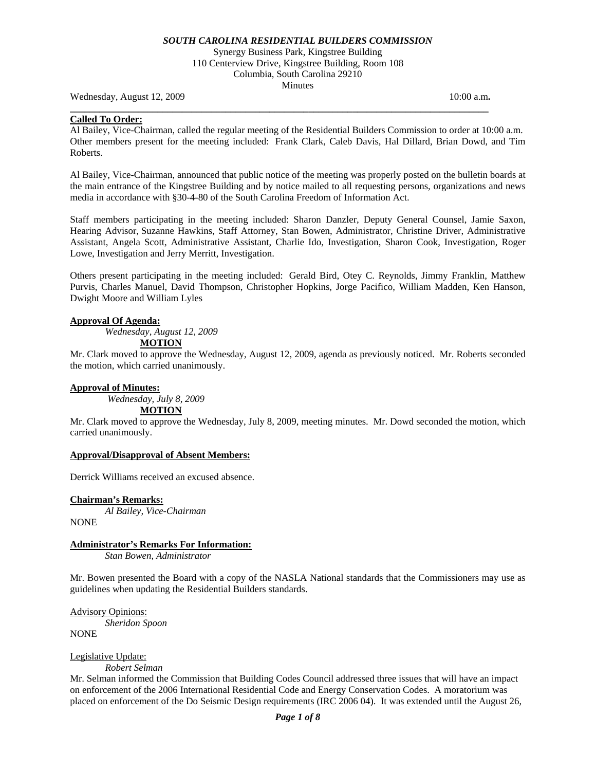**_SOUTH CAROLINA RESIDENTIAL BUILDERS COMMISSION_**

Synergy Business Park, Kingstree Building
110 Centerview Drive, Kingstree Building, Room 108
Columbia, South Carolina 29210
Minutes

Wednesday, August 12, 2009 10:00 a.m**.**

---

**Called To Order:**

Al Bailey, Vice-Chairman, called the regular meeting of the Residential Builders Commission to order at 10:00 a.m. Other members present for the meeting included: Frank Clark, Caleb Davis, Hal Dillard, Brian Dowd, and Tim Roberts.

Al Bailey, Vice-Chairman, announced that public notice of the meeting was properly posted on the bulletin boards at the main entrance of the Kingstree Building and by notice mailed to all requesting persons, organizations and news media in accordance with §30-4-80 of the South Carolina Freedom of Information Act.

Staff members participating in the meeting included: Sharon Danzler, Deputy General Counsel, Jamie Saxon, Hearing Advisor, Suzanne Hawkins, Staff Attorney, Stan Bowen, Administrator, Christine Driver, Administrative Assistant, Angela Scott, Administrative Assistant, Charlie Ido, Investigation, Sharon Cook, Investigation, Roger Lowe, Investigation and Jerry Merritt, Investigation.

Others present participating in the meeting included: Gerald Bird, Otey C. Reynolds, Jimmy Franklin, Matthew Purvis, Charles Manuel, David Thompson, Christopher Hopkins, Jorge Pacifico, William Madden, Ken Hanson, Dwight Moore and William Lyles

**Approval Of Agenda:**

*Wednesday, August 12, 2009*

**MOTION**

Mr. Clark moved to approve the Wednesday, August 12, 2009, agenda as previously noticed. Mr. Roberts seconded the motion, which carried unanimously.

**Approval of Minutes:**

*Wednesday, July 8, 2009*

**MOTION**

Mr. Clark moved to approve the Wednesday, July 8, 2009, meeting minutes. Mr. Dowd seconded the motion, which carried unanimously.

**Approval/Disapproval of Absent Members:**

Derrick Williams received an excused absence.

**Chairman's Remarks:**

*Al Bailey, Vice-Chairman*

NONE

**Administrator's Remarks For Information:**

*Stan Bowen, Administrator*

Mr. Bowen presented the Board with a copy of the NASLA National standards that the Commissioners may use as guidelines when updating the Residential Builders standards.

Advisory Opinions:

*Sheridon Spoon*

NONE

Legislative Update:

*Robert Selman*

Mr. Selman informed the Commission that Building Codes Council addressed three issues that will have an impact on enforcement of the 2006 International Residential Code and Energy Conservation Codes. A moratorium was placed on enforcement of the Do Seismic Design requirements (IRC 2006 04). It was extended until the August 26,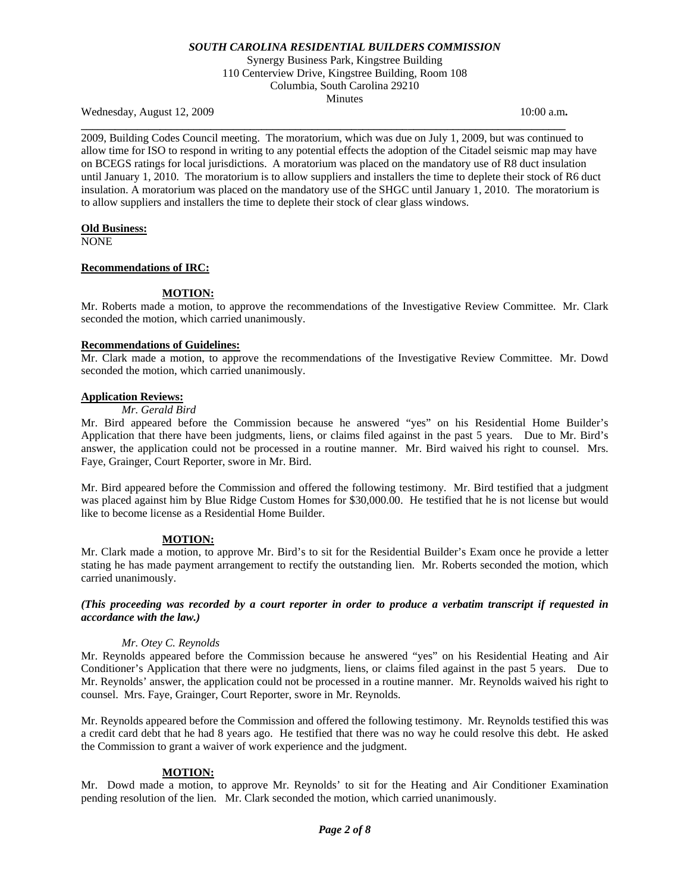2009, Building Codes Council meeting. The moratorium, which was due on July 1, 2009, but was continued to allow time for ISO to respond in writing to any potential effects the adoption of the Citadel seismic map may have on BCEGS ratings for local jurisdictions. A moratorium was placed on the mandatory use of R8 duct insulation until January 1, 2010. The moratorium is to allow suppliers and installers the time to deplete their stock of R6 duct insulation. A moratorium was placed on the mandatory use of the SHGC until January 1, 2010. The moratorium is to allow suppliers and installers the time to deplete their stock of clear glass windows.

**Old Business:**
NONE

**Recommendations of IRC:**

**MOTION:**
Mr. Roberts made a motion, to approve the recommendations of the Investigative Review Committee. Mr. Clark seconded the motion, which carried unanimously.

**Recommendations of Guidelines:**
Mr. Clark made a motion, to approve the recommendations of the Investigative Review Committee. Mr. Dowd seconded the motion, which carried unanimously.

**Application Reviews:**

*Mr. Gerald Bird*

Mr. Bird appeared before the Commission because he answered "yes" on his Residential Home Builder's Application that there have been judgments, liens, or claims filed against in the past 5 years. Due to Mr. Bird's answer, the application could not be processed in a routine manner. Mr. Bird waived his right to counsel. Mrs. Faye, Grainger, Court Reporter, swore in Mr. Bird.

Mr. Bird appeared before the Commission and offered the following testimony. Mr. Bird testified that a judgment was placed against him by Blue Ridge Custom Homes for $30,000.00. He testified that he is not license but would like to become license as a Residential Home Builder.

**MOTION:**
Mr. Clark made a motion, to approve Mr. Bird's to sit for the Residential Builder's Exam once he provide a letter stating he has made payment arrangement to rectify the outstanding lien. Mr. Roberts seconded the motion, which carried unanimously.

***(This proceeding was recorded by a court reporter in order to produce a verbatim transcript if requested in accordance with the law.)***

*Mr. Otey C. Reynolds*

Mr. Reynolds appeared before the Commission because he answered "yes" on his Residential Heating and Air Conditioner's Application that there were no judgments, liens, or claims filed against in the past 5 years. Due to Mr. Reynolds' answer, the application could not be processed in a routine manner. Mr. Reynolds waived his right to counsel. Mrs. Faye, Grainger, Court Reporter, swore in Mr. Reynolds.

Mr. Reynolds appeared before the Commission and offered the following testimony. Mr. Reynolds testified this was a credit card debt that he had 8 years ago. He testified that there was no way he could resolve this debt. He asked the Commission to grant a waiver of work experience and the judgment.

**MOTION:**
Mr. Dowd made a motion, to approve Mr. Reynolds' to sit for the Heating and Air Conditioner Examination pending resolution of the lien. Mr. Clark seconded the motion, which carried unanimously.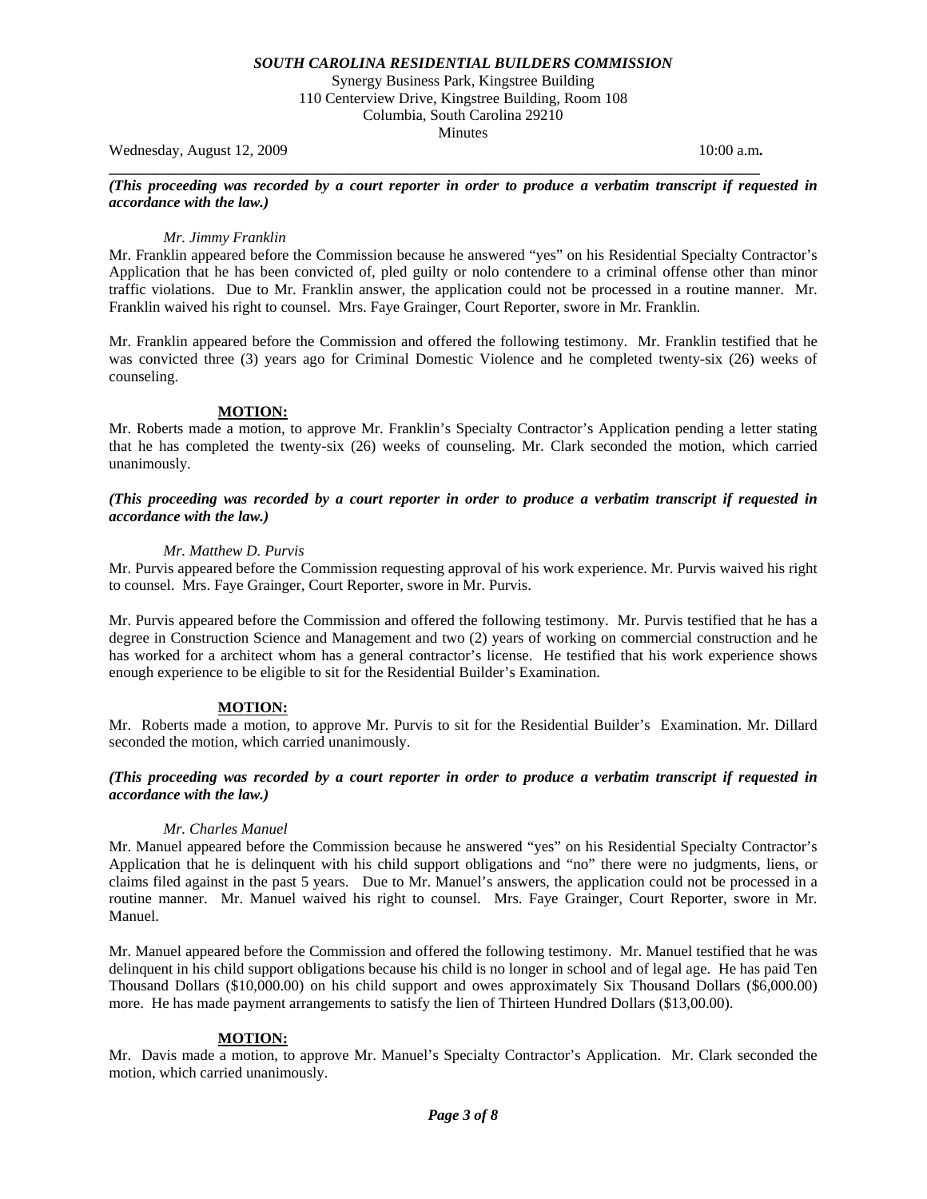***SOUTH CAROLINA RESIDENTIAL BUILDERS COMMISSION***

Synergy Business Park, Kingstree Building
110 Centerview Drive, Kingstree Building, Room 108
Columbia, South Carolina 29210
Minutes

Wednesday, August 12, 2009 10:00 a.m**.**

***(This proceeding was recorded by a court reporter in order to produce a verbatim transcript if requested in accordance with the law.)***

*Mr. Jimmy Franklin*

Mr. Franklin appeared before the Commission because he answered "yes" on his Residential Specialty Contractor's Application that he has been convicted of, pled guilty or nolo contendere to a criminal offense other than minor traffic violations. Due to Mr. Franklin answer, the application could not be processed in a routine manner. Mr. Franklin waived his right to counsel. Mrs. Faye Grainger, Court Reporter, swore in Mr. Franklin.

Mr. Franklin appeared before the Commission and offered the following testimony. Mr. Franklin testified that he was convicted three (3) years ago for Criminal Domestic Violence and he completed twenty-six (26) weeks of counseling.

**MOTION:**

Mr. Roberts made a motion, to approve Mr. Franklin's Specialty Contractor's Application pending a letter stating that he has completed the twenty-six (26) weeks of counseling. Mr. Clark seconded the motion, which carried unanimously.

***(This proceeding was recorded by a court reporter in order to produce a verbatim transcript if requested in accordance with the law.)***

*Mr. Matthew D. Purvis*

Mr. Purvis appeared before the Commission requesting approval of his work experience. Mr. Purvis waived his right to counsel. Mrs. Faye Grainger, Court Reporter, swore in Mr. Purvis.

Mr. Purvis appeared before the Commission and offered the following testimony. Mr. Purvis testified that he has a degree in Construction Science and Management and two (2) years of working on commercial construction and he has worked for a architect whom has a general contractor's license. He testified that his work experience shows enough experience to be eligible to sit for the Residential Builder's Examination.

**MOTION:**

Mr. Roberts made a motion, to approve Mr. Purvis to sit for the Residential Builder's Examination. Mr. Dillard seconded the motion, which carried unanimously.

***(This proceeding was recorded by a court reporter in order to produce a verbatim transcript if requested in accordance with the law.)***

*Mr. Charles Manuel*

Mr. Manuel appeared before the Commission because he answered "yes" on his Residential Specialty Contractor's Application that he is delinquent with his child support obligations and "no" there were no judgments, liens, or claims filed against in the past 5 years. Due to Mr. Manuel's answers, the application could not be processed in a routine manner. Mr. Manuel waived his right to counsel. Mrs. Faye Grainger, Court Reporter, swore in Mr. Manuel.

Mr. Manuel appeared before the Commission and offered the following testimony. Mr. Manuel testified that he was delinquent in his child support obligations because his child is no longer in school and of legal age. He has paid Ten Thousand Dollars ($10,000.00) on his child support and owes approximately Six Thousand Dollars ($6,000.00) more. He has made payment arrangements to satisfy the lien of Thirteen Hundred Dollars ($13,00.00).

**MOTION:**

Mr. Davis made a motion, to approve Mr. Manuel's Specialty Contractor's Application. Mr. Clark seconded the motion, which carried unanimously.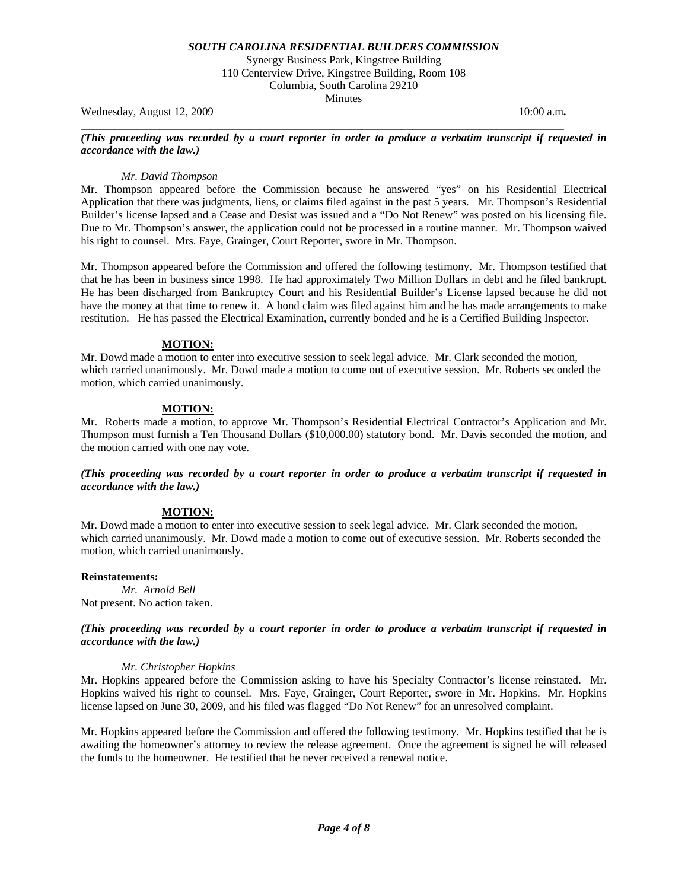***SOUTH CAROLINA RESIDENTIAL BUILDERS COMMISSION***

Synergy Business Park, Kingstree Building
110 Centerview Drive, Kingstree Building, Room 108
Columbia, South Carolina 29210
Minutes

Wednesday, August 12, 2009 10:00 a.m**.**

***(This proceeding was recorded by a court reporter in order to produce a verbatim transcript if requested in accordance with the law.)***

*Mr. David Thompson*

Mr. Thompson appeared before the Commission because he answered "yes" on his Residential Electrical Application that there was judgments, liens, or claims filed against in the past 5 years. Mr. Thompson's Residential Builder's license lapsed and a Cease and Desist was issued and a "Do Not Renew" was posted on his licensing file. Due to Mr. Thompson's answer, the application could not be processed in a routine manner. Mr. Thompson waived his right to counsel. Mrs. Faye, Grainger, Court Reporter, swore in Mr. Thompson.

Mr. Thompson appeared before the Commission and offered the following testimony. Mr. Thompson testified that that he has been in business since 1998. He had approximately Two Million Dollars in debt and he filed bankrupt. He has been discharged from Bankruptcy Court and his Residential Builder's License lapsed because he did not have the money at that time to renew it. A bond claim was filed against him and he has made arrangements to make restitution. He has passed the Electrical Examination, currently bonded and he is a Certified Building Inspector.

**MOTION:**

Mr. Dowd made a motion to enter into executive session to seek legal advice. Mr. Clark seconded the motion, which carried unanimously. Mr. Dowd made a motion to come out of executive session. Mr. Roberts seconded the motion, which carried unanimously.

**MOTION:**

Mr. Roberts made a motion, to approve Mr. Thompson's Residential Electrical Contractor's Application and Mr. Thompson must furnish a Ten Thousand Dollars ($10,000.00) statutory bond. Mr. Davis seconded the motion, and the motion carried with one nay vote.

***(This proceeding was recorded by a court reporter in order to produce a verbatim transcript if requested in accordance with the law.)***

**MOTION:**

Mr. Dowd made a motion to enter into executive session to seek legal advice. Mr. Clark seconded the motion, which carried unanimously. Mr. Dowd made a motion to come out of executive session. Mr. Roberts seconded the motion, which carried unanimously.

**Reinstatements:**

*Mr. Arnold Bell*

Not present. No action taken.

***(This proceeding was recorded by a court reporter in order to produce a verbatim transcript if requested in accordance with the law.)***

*Mr. Christopher Hopkins*

Mr. Hopkins appeared before the Commission asking to have his Specialty Contractor's license reinstated. Mr. Hopkins waived his right to counsel. Mrs. Faye, Grainger, Court Reporter, swore in Mr. Hopkins. Mr. Hopkins license lapsed on June 30, 2009, and his filed was flagged "Do Not Renew" for an unresolved complaint.

Mr. Hopkins appeared before the Commission and offered the following testimony. Mr. Hopkins testified that he is awaiting the homeowner's attorney to review the release agreement. Once the agreement is signed he will released the funds to the homeowner. He testified that he never received a renewal notice.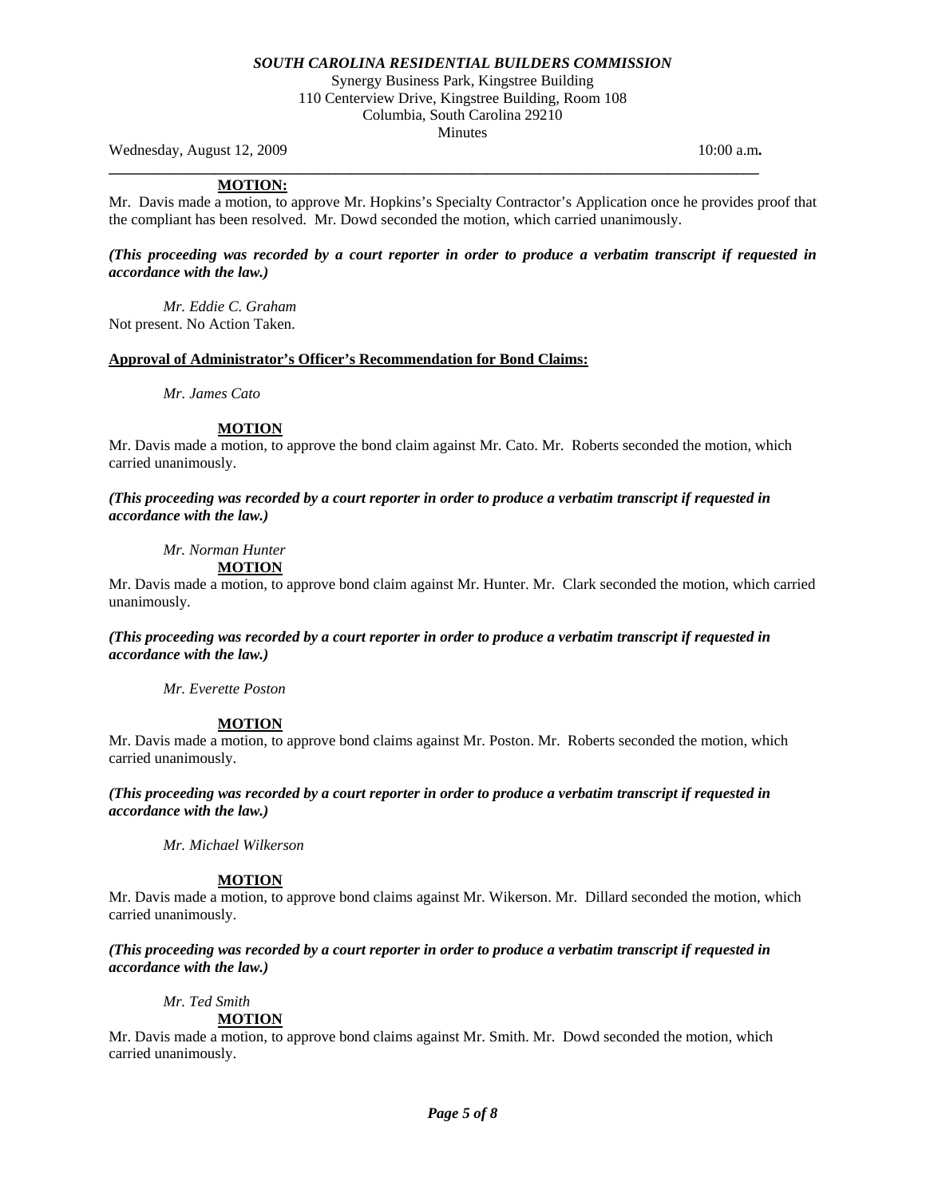**MOTION:**

Mr. Davis made a motion, to approve Mr. Hopkins's Specialty Contractor's Application once he provides proof that the compliant has been resolved. Mr. Dowd seconded the motion, which carried unanimously.

***(This proceeding was recorded by a court reporter in order to produce a verbatim transcript if requested in accordance with the law.)***

*Mr. Eddie C. Graham*

Not present. No Action Taken.

**Approval of Administrator's Officer's Recommendation for Bond Claims:**

*Mr. James Cato*

**MOTION**

Mr. Davis made a motion, to approve the bond claim against Mr. Cato. Mr. Roberts seconded the motion, which carried unanimously.

***(This proceeding was recorded by a court reporter in order to produce a verbatim transcript if requested in accordance with the law.)***

*Mr. Norman Hunter*

**MOTION**

Mr. Davis made a motion, to approve bond claim against Mr. Hunter. Mr. Clark seconded the motion, which carried unanimously.

***(This proceeding was recorded by a court reporter in order to produce a verbatim transcript if requested in accordance with the law.)***

*Mr. Everette Poston*

**MOTION**

Mr. Davis made a motion, to approve bond claims against Mr. Poston. Mr. Roberts seconded the motion, which carried unanimously.

***(This proceeding was recorded by a court reporter in order to produce a verbatim transcript if requested in accordance with the law.)***

*Mr. Michael Wilkerson*

**MOTION**

Mr. Davis made a motion, to approve bond claims against Mr. Wikerson. Mr. Dillard seconded the motion, which carried unanimously.

***(This proceeding was recorded by a court reporter in order to produce a verbatim transcript if requested in accordance with the law.)***

*Mr. Ted Smith*

**MOTION**

Mr. Davis made a motion, to approve bond claims against Mr. Smith. Mr. Dowd seconded the motion, which carried unanimously.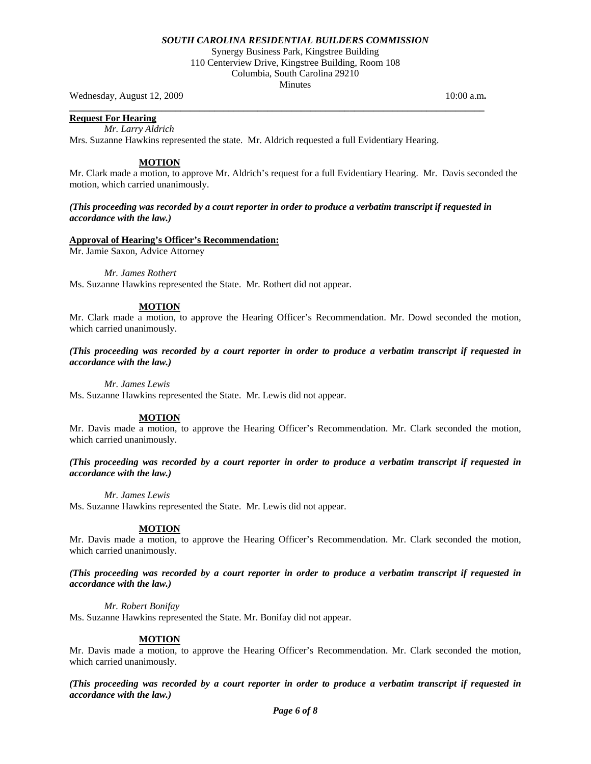***SOUTH CAROLINA RESIDENTIAL BUILDERS COMMISSION***

Synergy Business Park, Kingstree Building
110 Centerview Drive, Kingstree Building, Room 108
Columbia, South Carolina 29210
Minutes

Wednesday, August 12, 2009 10:00 a.m**.**

---

**Request For Hearing**

*Mr. Larry Aldrich*

Mrs. Suzanne Hawkins represented the state. Mr. Aldrich requested a full Evidentiary Hearing.

**MOTION**

Mr. Clark made a motion, to approve Mr. Aldrich's request for a full Evidentiary Hearing. Mr. Davis seconded the motion, which carried unanimously.

***(This proceeding was recorded by a court reporter in order to produce a verbatim transcript if requested in accordance with the law.)***

**Approval of Hearing's Officer's Recommendation:**

Mr. Jamie Saxon, Advice Attorney

*Mr. James Rothert*

Ms. Suzanne Hawkins represented the State. Mr. Rothert did not appear.

**MOTION**

Mr. Clark made a motion, to approve the Hearing Officer's Recommendation. Mr. Dowd seconded the motion, which carried unanimously.

***(This proceeding was recorded by a court reporter in order to produce a verbatim transcript if requested in accordance with the law.)***

*Mr. James Lewis*

Ms. Suzanne Hawkins represented the State. Mr. Lewis did not appear.

**MOTION**

Mr. Davis made a motion, to approve the Hearing Officer's Recommendation. Mr. Clark seconded the motion, which carried unanimously.

***(This proceeding was recorded by a court reporter in order to produce a verbatim transcript if requested in accordance with the law.)***

*Mr. James Lewis*

Ms. Suzanne Hawkins represented the State. Mr. Lewis did not appear.

**MOTION**

Mr. Davis made a motion, to approve the Hearing Officer's Recommendation. Mr. Clark seconded the motion, which carried unanimously.

***(This proceeding was recorded by a court reporter in order to produce a verbatim transcript if requested in accordance with the law.)***

*Mr. Robert Bonifay*

Ms. Suzanne Hawkins represented the State. Mr. Bonifay did not appear.

**MOTION**

Mr. Davis made a motion, to approve the Hearing Officer's Recommendation. Mr. Clark seconded the motion, which carried unanimously.

***(This proceeding was recorded by a court reporter in order to produce a verbatim transcript if requested in accordance with the law.)***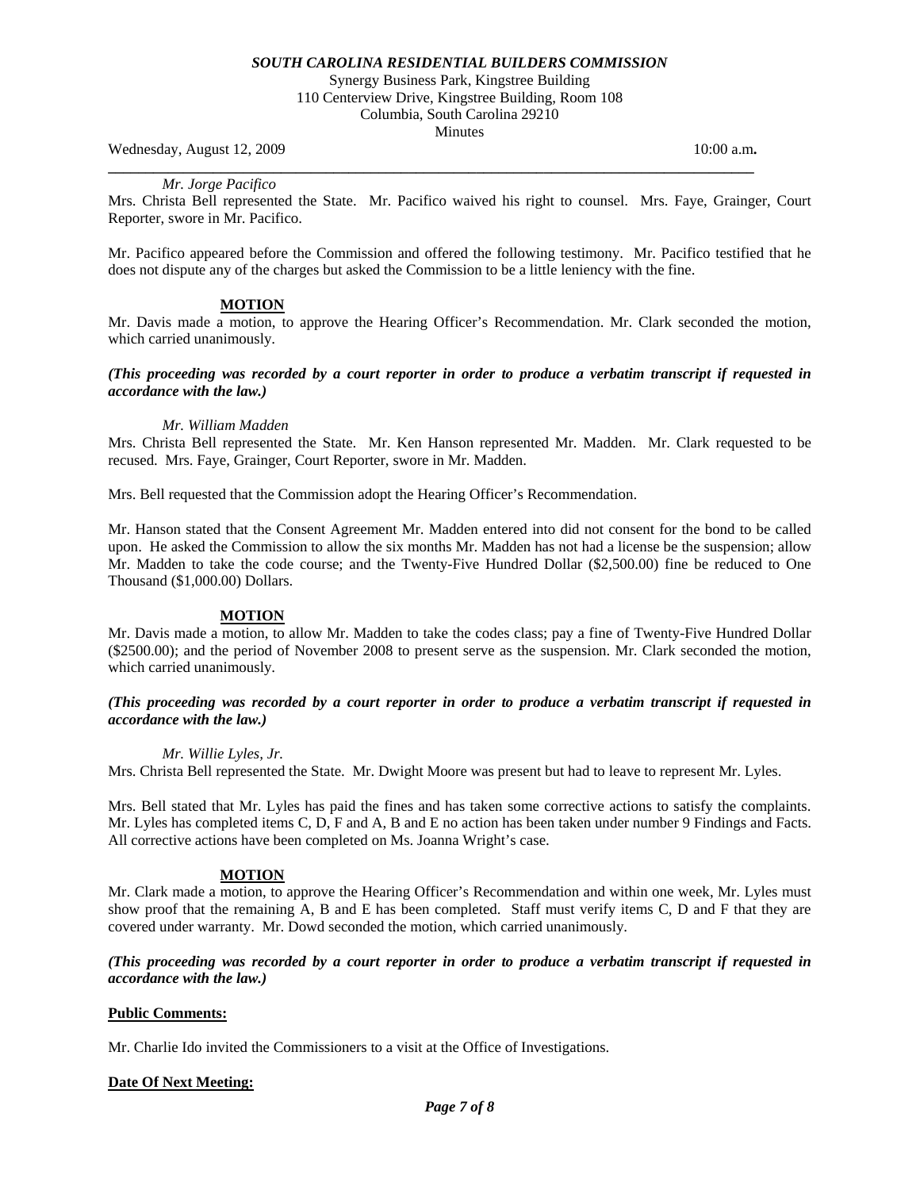*Mr. Jorge Pacifico*

Mrs. Christa Bell represented the State. Mr. Pacifico waived his right to counsel. Mrs. Faye, Grainger, Court Reporter, swore in Mr. Pacifico.

Mr. Pacifico appeared before the Commission and offered the following testimony. Mr. Pacifico testified that he does not dispute any of the charges but asked the Commission to be a little leniency with the fine.

**MOTION**

Mr. Davis made a motion, to approve the Hearing Officer's Recommendation. Mr. Clark seconded the motion, which carried unanimously.

***(This proceeding was recorded by a court reporter in order to produce a verbatim transcript if requested in accordance with the law.)***

*Mr. William Madden*

Mrs. Christa Bell represented the State. Mr. Ken Hanson represented Mr. Madden. Mr. Clark requested to be recused. Mrs. Faye, Grainger, Court Reporter, swore in Mr. Madden.

Mrs. Bell requested that the Commission adopt the Hearing Officer's Recommendation.

Mr. Hanson stated that the Consent Agreement Mr. Madden entered into did not consent for the bond to be called upon. He asked the Commission to allow the six months Mr. Madden has not had a license be the suspension; allow Mr. Madden to take the code course; and the Twenty-Five Hundred Dollar ($2,500.00) fine be reduced to One Thousand ($1,000.00) Dollars.

**MOTION**

Mr. Davis made a motion, to allow Mr. Madden to take the codes class; pay a fine of Twenty-Five Hundred Dollar ($2500.00); and the period of November 2008 to present serve as the suspension. Mr. Clark seconded the motion, which carried unanimously.

***(This proceeding was recorded by a court reporter in order to produce a verbatim transcript if requested in accordance with the law.)***

*Mr. Willie Lyles, Jr.*

Mrs. Christa Bell represented the State. Mr. Dwight Moore was present but had to leave to represent Mr. Lyles.

Mrs. Bell stated that Mr. Lyles has paid the fines and has taken some corrective actions to satisfy the complaints. Mr. Lyles has completed items C, D, F and A, B and E no action has been taken under number 9 Findings and Facts. All corrective actions have been completed on Ms. Joanna Wright's case.

**MOTION**

Mr. Clark made a motion, to approve the Hearing Officer's Recommendation and within one week, Mr. Lyles must show proof that the remaining A, B and E has been completed. Staff must verify items C, D and F that they are covered under warranty. Mr. Dowd seconded the motion, which carried unanimously.

***(This proceeding was recorded by a court reporter in order to produce a verbatim transcript if requested in accordance with the law.)***

**Public Comments:**

Mr. Charlie Ido invited the Commissioners to a visit at the Office of Investigations.

**Date Of Next Meeting:**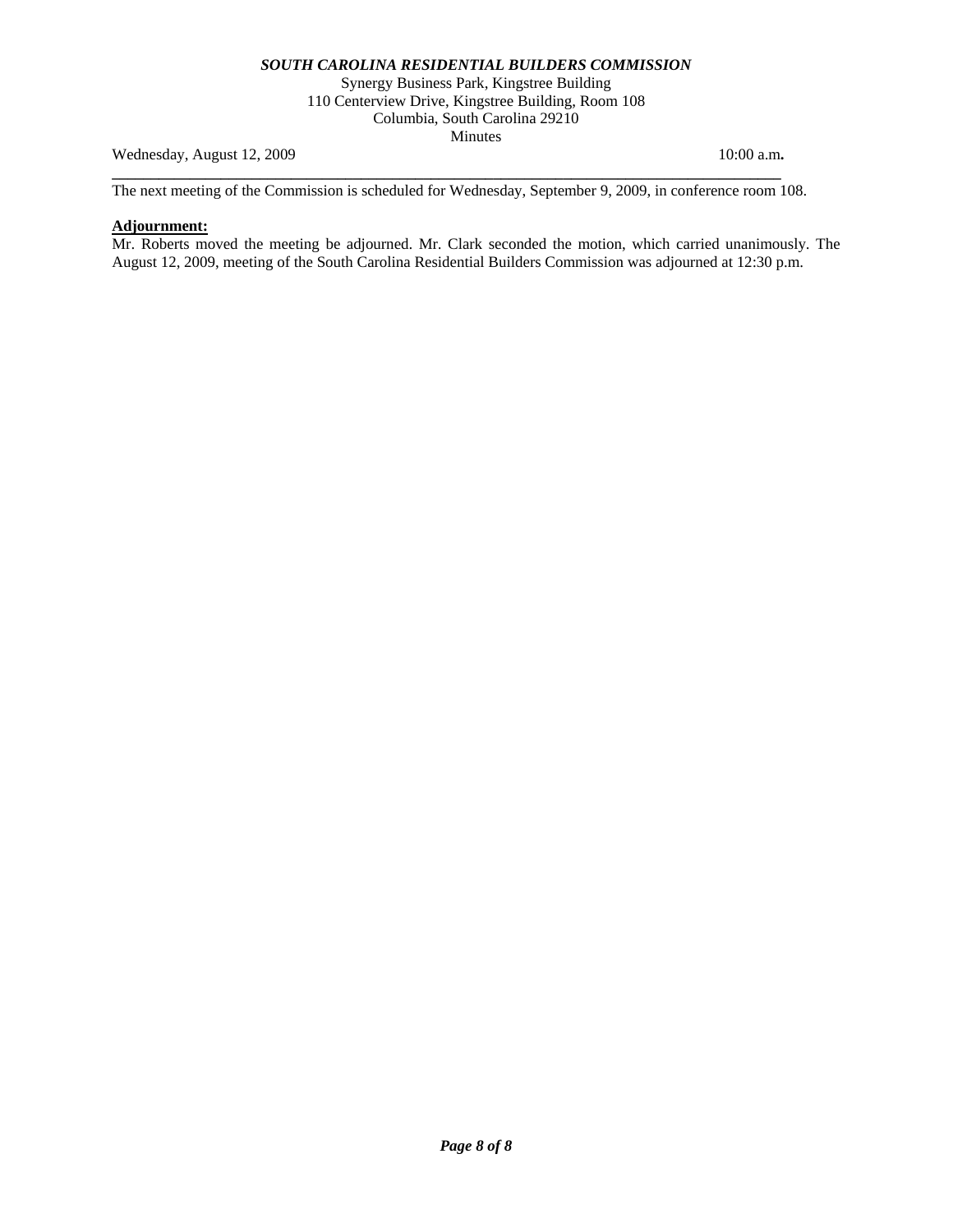The next meeting of the Commission is scheduled for Wednesday, September 9, 2009, in conference room 108.

**Adjournment:**

Mr. Roberts moved the meeting be adjourned. Mr. Clark seconded the motion, which carried unanimously. The August 12, 2009, meeting of the South Carolina Residential Builders Commission was adjourned at 12:30 p.m.